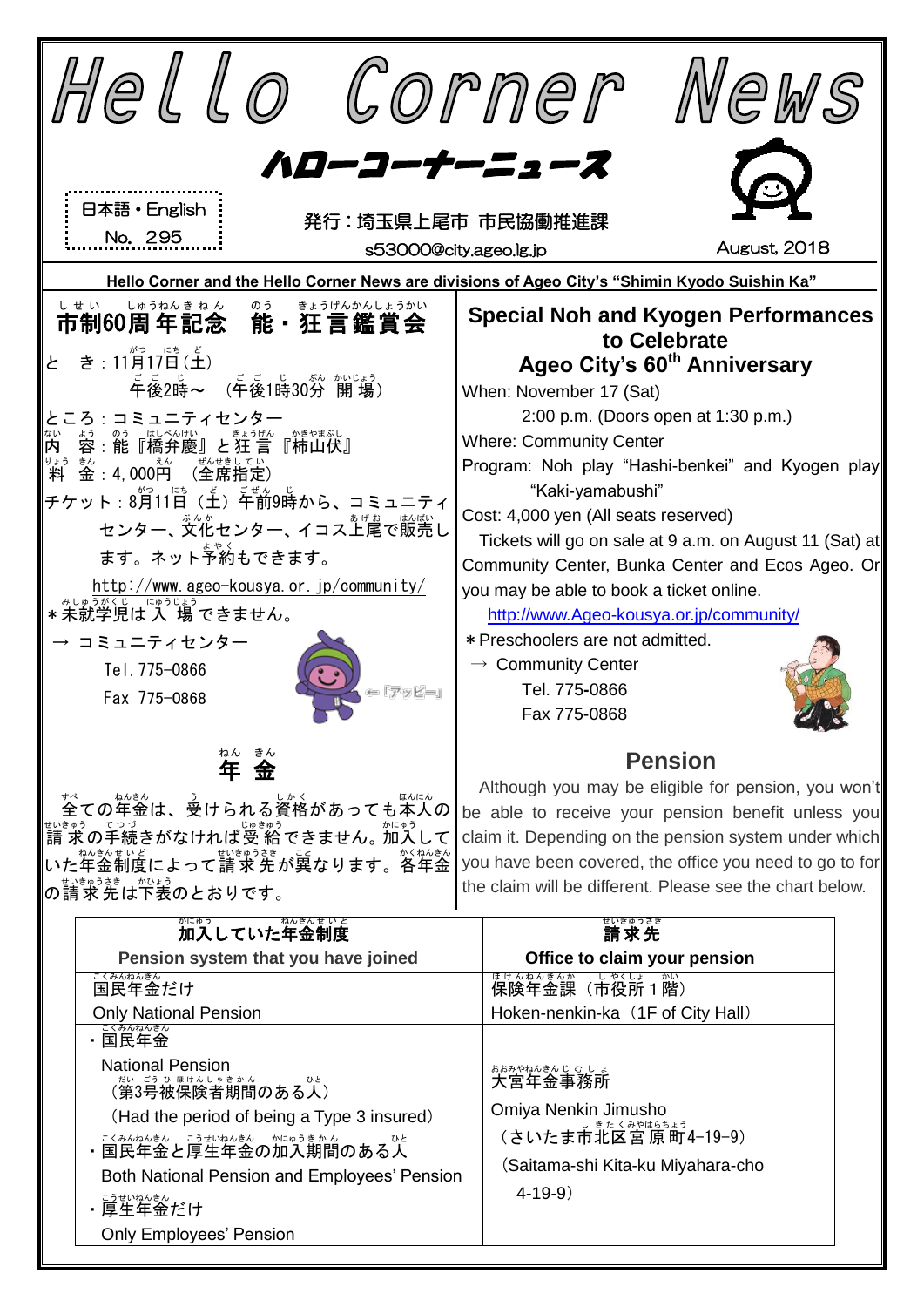# Hello Corner News

## ハローコーナーニュース

日本語・English
No. 295

発行：埼玉県上尾市 市民協働推進課
s53000@city.ageo.lg.jp

August, 2018

**Hello Corner and the Hello Corner News are divisions of Ageo City's "Shimin Kyodo Suishin Ka"**

## 市制60周年記念　能・狂言鑑賞会

と　き：11月17日(土)
　　　　午後2時～（午後1時30分 開場）
ところ：コミュニティセンター
内　容：能『橋弁慶』と狂言『柿山伏』
料　金：4,000円（全席指定）
チケット：8月11日（土）午前9時から、コミュニティセンター、文化センター、イコス上尾で販売します。ネット予約もできます。
http://www.ageo-kousya.or.jp/community/
＊未就学児は入場できません。
→ コミュニティセンター
　Tel.775-0866
　Fax 775-0868

←「アッピー」

## Special Noh and Kyogen Performances to Celebrate Ageo City's 60th Anniversary

When: November 17 (Sat)
　2:00 p.m. (Doors open at 1:30 p.m.)
Where: Community Center
Program: Noh play "Hashi-benkei" and Kyogen play "Kaki-yamabushi"
Cost: 4,000 yen (All seats reserved)
Tickets will go on sale at 9 a.m. on August 11 (Sat) at Community Center, Bunka Center and Ecos Ageo. Or you may be able to book a ticket online.
http://www.Ageo-kousya.or.jp/community/
＊Preschoolers are not admitted.
→ Community Center
　Tel. 775-0866
　Fax 775-0868

## 年　金

全ての年金は、受けられる資格があっても本人の請求の手続きがなければ受給できません。加入していた年金制度によって請求先が異なります。各年金の請求先は下表のとおりです。

## Pension

Although you may be eligible for pension, you won't be able to receive your pension benefit unless you claim it. Depending on the pension system under which you have been covered, the office you need to go to for the claim will be different. Please see the chart below.

| 加入していた年金制度<br>Pension system that you have joined | 請求先<br>Office to claim your pension |
| --- | --- |
| 国民年金だけ<br>Only National Pension | 保険年金課（市役所１階）<br>Hoken-nenkin-ka（1F of City Hall） |
| ・国民年金<br>National Pension<br>（第3号被保険者期間のある人）<br>（Had the period of being a Type 3 insured）<br>・国民年金と厚生年金の加入期間のある人<br>Both National Pension and Employees' Pension<br>・厚生年金だけ<br>Only Employees' Pension | 大宮年金事務所<br>Omiya Nenkin Jimusho<br>（さいたま市北区宮原町4-19-9）<br>（Saitama-shi Kita-ku Miyahara-cho 4-19-9） |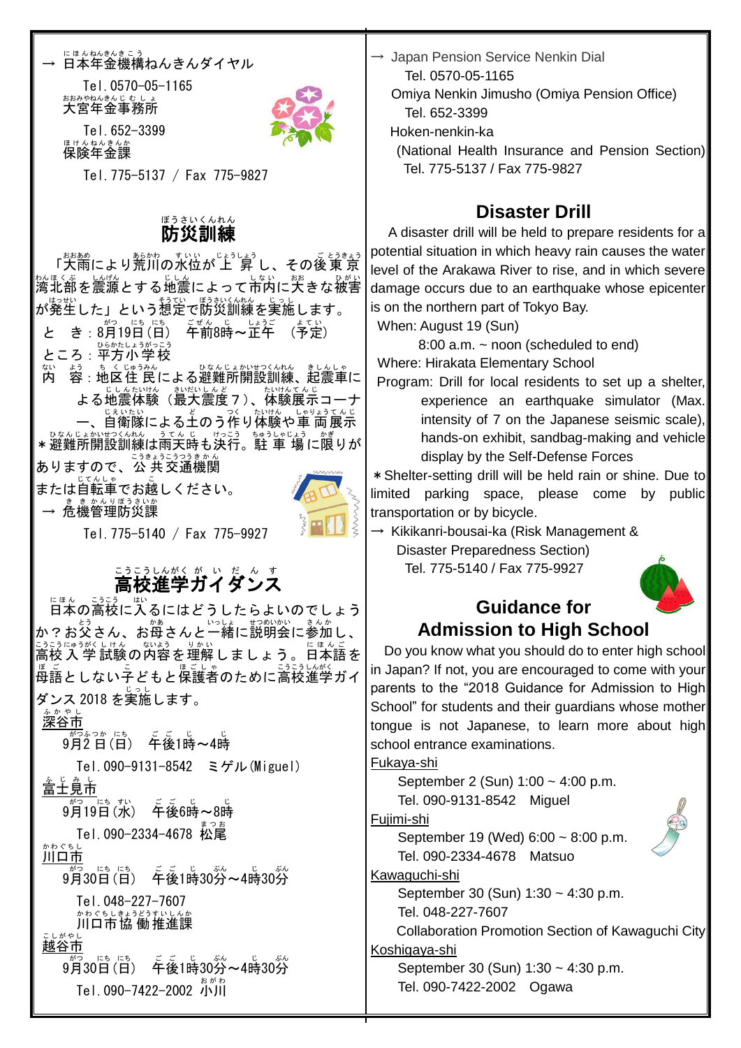→ 日本年金機構ねんきんダイヤル

Tel. 0570-05-1165

大宮年金事務所

Tel. 652-3399

保険年金課

Tel. 775-5137 / Fax 775-9827

## 防災訓練

「大雨により荒川の水位が上昇し、その後東京湾北部を震源とする地震によって市内に大きな被害が発生した」という想定で防災訓練を実施します。

とき：8月19日（日）　午前8時～正午　（予定）

ところ：平方小学校

内容：地区住民による避難所開設訓練、起震車による地震体験（最大震度7）、体験展示コーナー、自衛隊による土のう作り体験や車両展示

＊避難所開設訓練は雨天時も決行。駐車場に限りがありますので、公共交通機関または自転車でお越しください。

→ 危機管理防災課

Tel. 775-5140 / Fax 775-9927

## 高校進学ガイダンス

日本の高校に入るにはどうしたらよいのでしょうか？お父さん、お母さんと一緒に説明会に参加し、高校入学試験の内容を理解しましょう。日本語を母語としない子どもと保護者のために高校進学ガイダンス 2018 を実施します。

深谷市

9月2日（日）　午後1時～4時

Tel. 090-9131-8542　ミゲル(Miguel)

富士見市

9月19日（水）　午後6時～8時

Tel. 090-2334-4678 松尾

川口市

9月30日（日）　午後1時30分～4時30分

Tel. 048-227-7607

川口市協働推進課

越谷市

9月30日（日）　午後1時30分～4時30分

Tel. 090-7422-2002 小川

→ Japan Pension Service Nenkin Dial

Tel. 0570-05-1165

Omiya Nenkin Jimusho (Omiya Pension Office)

Tel. 652-3399

Hoken-nenkin-ka

(National Health Insurance and Pension Section)

Tel. 775-5137 / Fax 775-9827

## Disaster Drill

A disaster drill will be held to prepare residents for a potential situation in which heavy rain causes the water level of the Arakawa River to rise, and in which severe damage occurs due to an earthquake whose epicenter is on the northern part of Tokyo Bay.

When: August 19 (Sun)
8:00 a.m. ~ noon (scheduled to end)

Where: Hirakata Elementary School

Program: Drill for local residents to set up a shelter, experience an earthquake simulator (Max. intensity of 7 on the Japanese seismic scale), hands-on exhibit, sandbag-making and vehicle display by the Self-Defense Forces

＊Shelter-setting drill will be held rain or shine. Due to limited parking space, please come by public transportation or by bicycle.

→ Kikikanri-bousai-ka (Risk Management & Disaster Preparedness Section)

Tel. 775-5140 / Fax 775-9927

## Guidance for Admission to High School

Do you know what you should do to enter high school in Japan? If not, you are encouraged to come with your parents to the “2018 Guidance for Admission to High School” for students and their guardians whose mother tongue is not Japanese, to learn more about high school entrance examinations.

Fukaya-shi

September 2 (Sun) 1:00 ~ 4:00 p.m.

Tel. 090-9131-8542　Miguel

Fujimi-shi

September 19 (Wed) 6:00 ~ 8:00 p.m.

Tel. 090-2334-4678　Matsuo

Kawaguchi-shi

September 30 (Sun) 1:30 ~ 4:30 p.m.

Tel. 048-227-7607

Collaboration Promotion Section of Kawaguchi City

Koshigaya-shi

September 30 (Sun) 1:30 ~ 4:30 p.m.

Tel. 090-7422-2002　Ogawa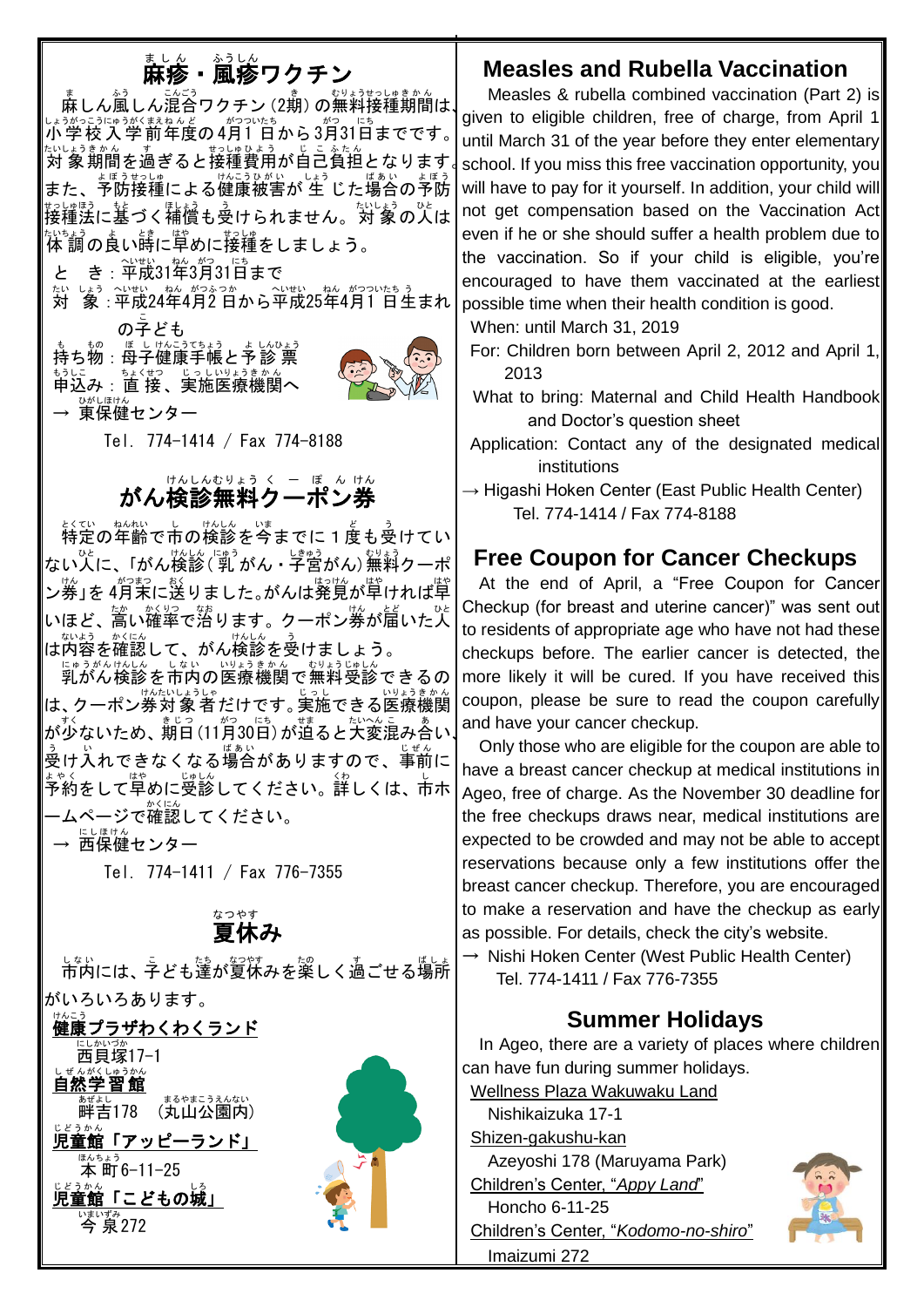## 麻疹・風疹ワクチン

麻しん風しん混合ワクチン（2期）の無料接種期間は、小学校入学前年度の4月1日から3月31日までです。対象期間を過ぎると接種費用が自己負担となります。また、予防接種による健康被害が生じた場合の予防接種法に基づく補償も受けられません。対象の人は体調の良い時に早めに接種をしましょう。

と　き：平成31年3月31日まで

対　象：平成24年4月2日から平成25年4月1日生まれの子ども

持ち物：母子健康手帳と予診票

申込み：直接、実施医療機関へ

→ 東保健センター

Tel. 774-1414 / Fax 774-8188

## がん検診無料クーポン券

特定の年齢で市の検診を今までに１度も受けていない人に、「がん検診（乳がん・子宮がん）無料クーポン券」を4月末に送りました。がんは発見が早ければ早いほど、高い確率で治ります。クーポン券が届いた人は内容を確認して、がん検診を受けましょう。

乳がん検診を市内の医療機関で無料受診できるのは、クーポン券対象者だけです。実施できる医療機関が少ないため、期日（11月30日）が迫ると大変混み合い、受け入れできなくなる場合がありますので、事前に予約をして早めに受診してください。詳しくは、市ホームページで確認してください。

→ 西保健センター

Tel. 774-1411 / Fax 776-7355

## 夏休み

市内には、子ども達が夏休みを楽しく過ごせる場所がいろいろあります。

<u>健康プラザわくわくランド</u>

西貝塚17-1

<u>自然学習館</u>

畔吉178　（丸山公園内）

<u>児童館「アッピーランド」</u>

本町6-11-25

<u>児童館「こどもの城」</u>

今泉272

## Measles and Rubella Vaccination

Measles & rubella combined vaccination (Part 2) is given to eligible children, free of charge, from April 1 until March 31 of the year before they enter elementary school. If you miss this free vaccination opportunity, you will have to pay for it yourself. In addition, your child will not get compensation based on the Vaccination Act even if he or she should suffer a health problem due to the vaccination. So if your child is eligible, you're encouraged to have them vaccinated at the earliest possible time when their health condition is good.

When: until March 31, 2019

For: Children born between April 2, 2012 and April 1, 2013

What to bring: Maternal and Child Health Handbook and Doctor's question sheet

Application: Contact any of the designated medical institutions

→ Higashi Hoken Center (East Public Health Center)
Tel. 774-1414 / Fax 774-8188

## Free Coupon for Cancer Checkups

At the end of April, a "Free Coupon for Cancer Checkup (for breast and uterine cancer)" was sent out to residents of appropriate age who have not had these checkups before. The earlier cancer is detected, the more likely it will be cured. If you have received this coupon, please be sure to read the coupon carefully and have your cancer checkup.

Only those who are eligible for the coupon are able to have a breast cancer checkup at medical institutions in Ageo, free of charge. As the November 30 deadline for the free checkups draws near, medical institutions are expected to be crowded and may not be able to accept reservations because only a few institutions offer the breast cancer checkup. Therefore, you are encouraged to make a reservation and have the checkup as early as possible. For details, check the city's website.

→ Nishi Hoken Center (West Public Health Center)
Tel. 774-1411 / Fax 776-7355

## Summer Holidays

In Ageo, there are a variety of places where children can have fun during summer holidays.

<u>Wellness Plaza Wakuwaku Land</u>

Nishikaizuka 17-1

<u>Shizen-gakushu-kan</u>

Azeyoshi 178 (Maruyama Park)

<u>Children's Center, "*Appy Land*"</u>

Honcho 6-11-25

<u>Children's Center, "*Kodomo-no-shiro*"</u>

Imaizumi 272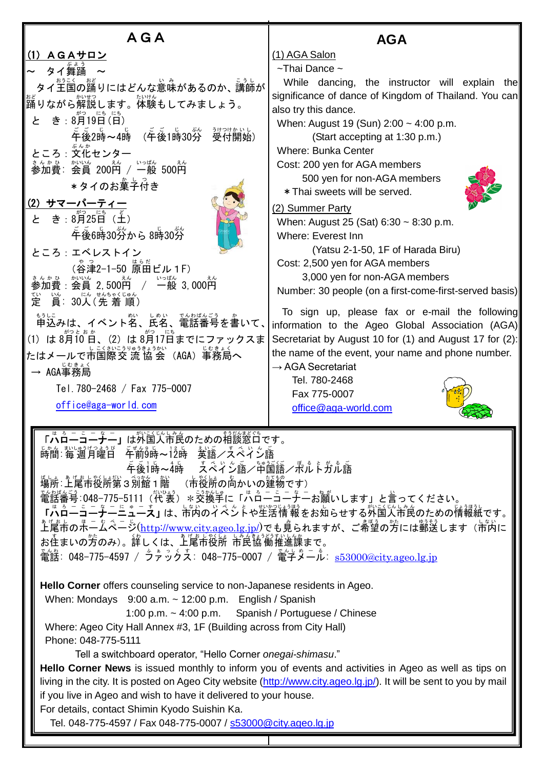# ＡＧＡ

## (1) ＡＧＡサロン

～ タイ舞踊 ～

タイ王国の踊りにはどんな意味があるのか、講師が踊りながら解説します。体験もしてみましょう。

と き：8月19日（日）
午後2時～4時 （午後1時30分 受付開始）

ところ：文化センター

参加費：会員 200円 / 一般 500円
＊タイのお菓子付き

## (2) サマーパーティー

と き：8月25日（土）
午後6時30分から 8時30分

ところ：エベレストイン
（谷津2-1-50 原田ビル１F）

参加費：会員 2,500円 / 一般 3,000円

定 員：30人（先着順）

申込みは、イベント名、氏名、電話番号を書いて、(1) は 8月10日、(2) は 8月17日までにファックスまたはメールで市国際交流協会（AGA）事務局へ

→ AGA事務局
Tel.780-2468 / Fax 775-0007
office@aga-world.com

# AGA

## (1) AGA Salon

~Thai Dance ~

While dancing, the instructor will explain the significance of dance of Kingdom of Thailand. You can also try this dance.

When: August 19 (Sun) 2:00 ~ 4:00 p.m.
(Start accepting at 1:30 p.m.)

Where: Bunka Center

Cost: 200 yen for AGA members
500 yen for non-AGA members
＊Thai sweets will be served.

## (2) Summer Party

When: August 25 (Sat) 6:30 ~ 8:30 p.m.

Where: Everest Inn
(Yatsu 2-1-50, 1F of Harada Biru)

Cost: 2,500 yen for AGA members
3,000 yen for non-AGA members

Number: 30 people (on a first-come-first-served basis)

To sign up, please fax or e-mail the following information to the Ageo Global Association (AGA) Secretariat by August 10 for (1) and August 17 for (2): the name of the event, your name and phone number.

→ AGA Secretariat
Tel. 780-2468
Fax 775-0007
office@aga-world.com

---

**「ハローコーナー」**は外国人市民のための相談窓口です。

時間：毎週月曜日 午前9時～12時 英語／スペイン語
午後1時～4時 スペイン語／中国語／ポルトガル語

場所：上尾市役所第３別館１階 （市役所の向かいの建物です）

電話番号：048-775-5111（代表） ＊交換手に「ハローコーナーお願いします」と言ってください。

**「ハローコーナーニュース」**は、市内のイベントや生活情報をお知らせする外国人市民のための情報紙です。上尾市のホームページ(http://www.city.ageo.lg.jp/)でも見られますが、ご希望の方には郵送します（市内にお住まいの方のみ）。詳しくは、上尾市役所 市民協働推進課まで。

電話：048-775-4597 / ファックス：048-775-0007 / 電子メール：s53000@city.ageo.lg.jp

**Hello Corner** offers counseling service to non-Japanese residents in Ageo.

When: Mondays 9:00 a.m. ~ 12:00 p.m. English / Spanish
1:00 p.m. ~ 4:00 p.m. Spanish / Portuguese / Chinese

Where: Ageo City Hall Annex #3, 1F (Building across from City Hall)

Phone: 048-775-5111
Tell a switchboard operator, "Hello Corner *onegai-shimasu*."

**Hello Corner News** is issued monthly to inform you of events and activities in Ageo as well as tips on living in the city. It is posted on Ageo City website (http://www.city.ageo.lg.jp/). It will be sent to you by mail if you live in Ageo and wish to have it delivered to your house.

For details, contact Shimin Kyodo Suishin Ka.

Tel. 048-775-4597 / Fax 048-775-0007 / s53000@city.ageo.lg.jp